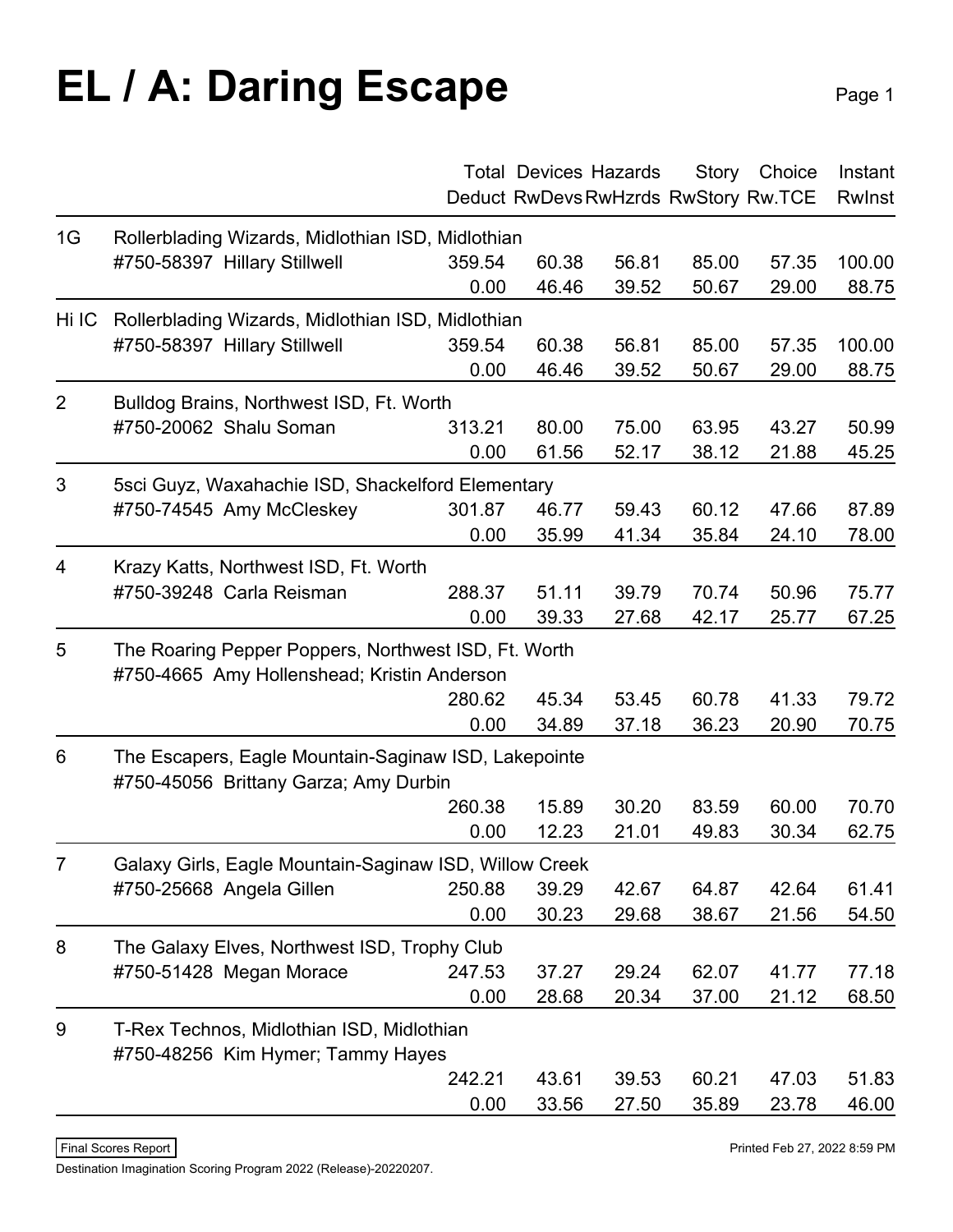# EL / A: Daring Escape

| Rank | Team | Total Deduct | Devices RwDevs | Hazards RwHzrds | Story RwStory | Choice Rw.TCE | Instant RwInst |
|---|---|---|---|---|---|---|---|
| 1G | Rollerblading Wizards, Midlothian ISD, Midlothian | | | | | | |
| | #750-58397 Hillary Stillwell | 359.54 | 60.38 | 56.81 | 85.00 | 57.35 | 100.00 |
| | | 0.00 | 46.46 | 39.52 | 50.67 | 29.00 | 88.75 |
| Hi IC | Rollerblading Wizards, Midlothian ISD, Midlothian | | | | | | |
| | #750-58397 Hillary Stillwell | 359.54 | 60.38 | 56.81 | 85.00 | 57.35 | 100.00 |
| | | 0.00 | 46.46 | 39.52 | 50.67 | 29.00 | 88.75 |
| 2 | Bulldog Brains, Northwest ISD, Ft. Worth | | | | | | |
| | #750-20062 Shalu Soman | 313.21 | 80.00 | 75.00 | 63.95 | 43.27 | 50.99 |
| | | 0.00 | 61.56 | 52.17 | 38.12 | 21.88 | 45.25 |
| 3 | 5sci Guyz, Waxahachie ISD, Shackelford Elementary | | | | | | |
| | #750-74545 Amy McCleskey | 301.87 | 46.77 | 59.43 | 60.12 | 47.66 | 87.89 |
| | | 0.00 | 35.99 | 41.34 | 35.84 | 24.10 | 78.00 |
| 4 | Krazy Katts, Northwest ISD, Ft. Worth | | | | | | |
| | #750-39248 Carla Reisman | 288.37 | 51.11 | 39.79 | 70.74 | 50.96 | 75.77 |
| | | 0.00 | 39.33 | 27.68 | 42.17 | 25.77 | 67.25 |
| 5 | The Roaring Pepper Poppers, Northwest ISD, Ft. Worth | | | | | | |
| | #750-4665 Amy Hollenshead; Kristin Anderson | | | | | | |
| | | 280.62 | 45.34 | 53.45 | 60.78 | 41.33 | 79.72 |
| | | 0.00 | 34.89 | 37.18 | 36.23 | 20.90 | 70.75 |
| 6 | The Escapers, Eagle Mountain-Saginaw ISD, Lakepointe | | | | | | |
| | #750-45056 Brittany Garza; Amy Durbin | | | | | | |
| | | 260.38 | 15.89 | 30.20 | 83.59 | 60.00 | 70.70 |
| | | 0.00 | 12.23 | 21.01 | 49.83 | 30.34 | 62.75 |
| 7 | Galaxy Girls, Eagle Mountain-Saginaw ISD, Willow Creek | | | | | | |
| | #750-25668 Angela Gillen | 250.88 | 39.29 | 42.67 | 64.87 | 42.64 | 61.41 |
| | | 0.00 | 30.23 | 29.68 | 38.67 | 21.56 | 54.50 |
| 8 | The Galaxy Elves, Northwest ISD, Trophy Club | | | | | | |
| | #750-51428 Megan Morace | 247.53 | 37.27 | 29.24 | 62.07 | 41.77 | 77.18 |
| | | 0.00 | 28.68 | 20.34 | 37.00 | 21.12 | 68.50 |
| 9 | T-Rex Technos, Midlothian ISD, Midlothian | | | | | | |
| | #750-48256 Kim Hymer; Tammy Hayes | | | | | | |
| | | 242.21 | 43.61 | 39.53 | 60.21 | 47.03 | 51.83 |
| | | 0.00 | 33.56 | 27.50 | 35.89 | 23.78 | 46.00 |

Final Scores Report

Printed Feb 27, 2022 8:59 PM

Destination Imagination Scoring Program 2022 (Release)-20220207.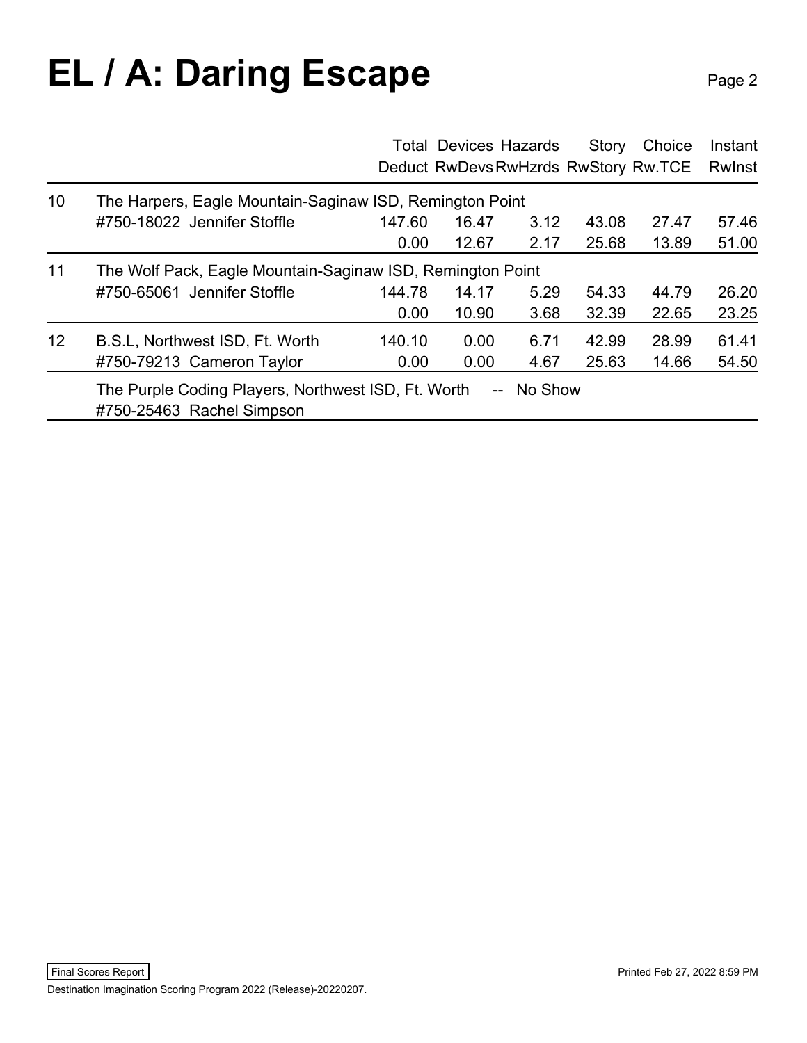# EL / A: Daring Escape

| | | Total Deduct | Devices RwDevs | Hazards RwHzrds | Story RwStory | Choice Rw.TCE | Instant RwInst |
|---|---|---|---|---|---|---|---|
| 10 | The Harpers, Eagle Mountain-Saginaw ISD, Remington Point | | | | | | |
| | #750-18022 Jennifer Stoffle | 147.60 | 16.47 | 3.12 | 43.08 | 27.47 | 57.46 |
| | | 0.00 | 12.67 | 2.17 | 25.68 | 13.89 | 51.00 |
| 11 | The Wolf Pack, Eagle Mountain-Saginaw ISD, Remington Point | | | | | | |
| | #750-65061 Jennifer Stoffle | 144.78 | 14.17 | 5.29 | 54.33 | 44.79 | 26.20 |
| | | 0.00 | 10.90 | 3.68 | 32.39 | 22.65 | 23.25 |
| 12 | B.S.L, Northwest ISD, Ft. Worth | 140.10 | 0.00 | 6.71 | 42.99 | 28.99 | 61.41 |
| | #750-79213 Cameron Taylor | 0.00 | 0.00 | 4.67 | 25.63 | 14.66 | 54.50 |
| | The Purple Coding Players, Northwest ISD, Ft. Worth -- No Show | | | | | | |
| | #750-25463 Rachel Simpson | | | | | | |

Final Scores Report

Printed Feb 27, 2022 8:59 PM

Destination Imagination Scoring Program 2022 (Release)-20220207.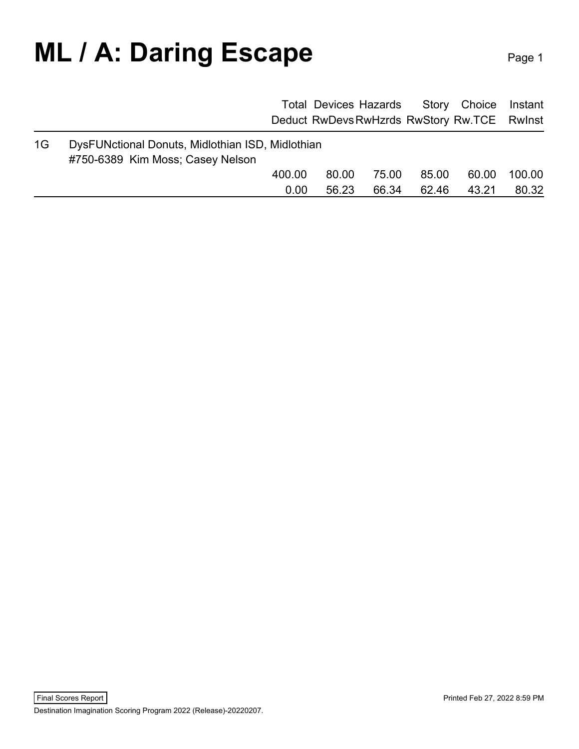# ML / A: Daring Escape

| | | Total Deduct | Devices RwDevs | Hazards RwHzrds | Story RwStory | Choice Rw.TCE | Instant RwInst |
|---|---|---|---|---|---|---|---|
| 1G | DysFUNctional Donuts, Midlothian ISD, Midlothian #750-6389 Kim Moss; Casey Nelson | | | | | | |
| | | 400.00 | 80.00 | 75.00 | 85.00 | 60.00 | 100.00 |
| | | 0.00 | 56.23 | 66.34 | 62.46 | 43.21 | 80.32 |

Final Scores Report

Printed Feb 27, 2022 8:59 PM

Destination Imagination Scoring Program 2022 (Release)-20220207.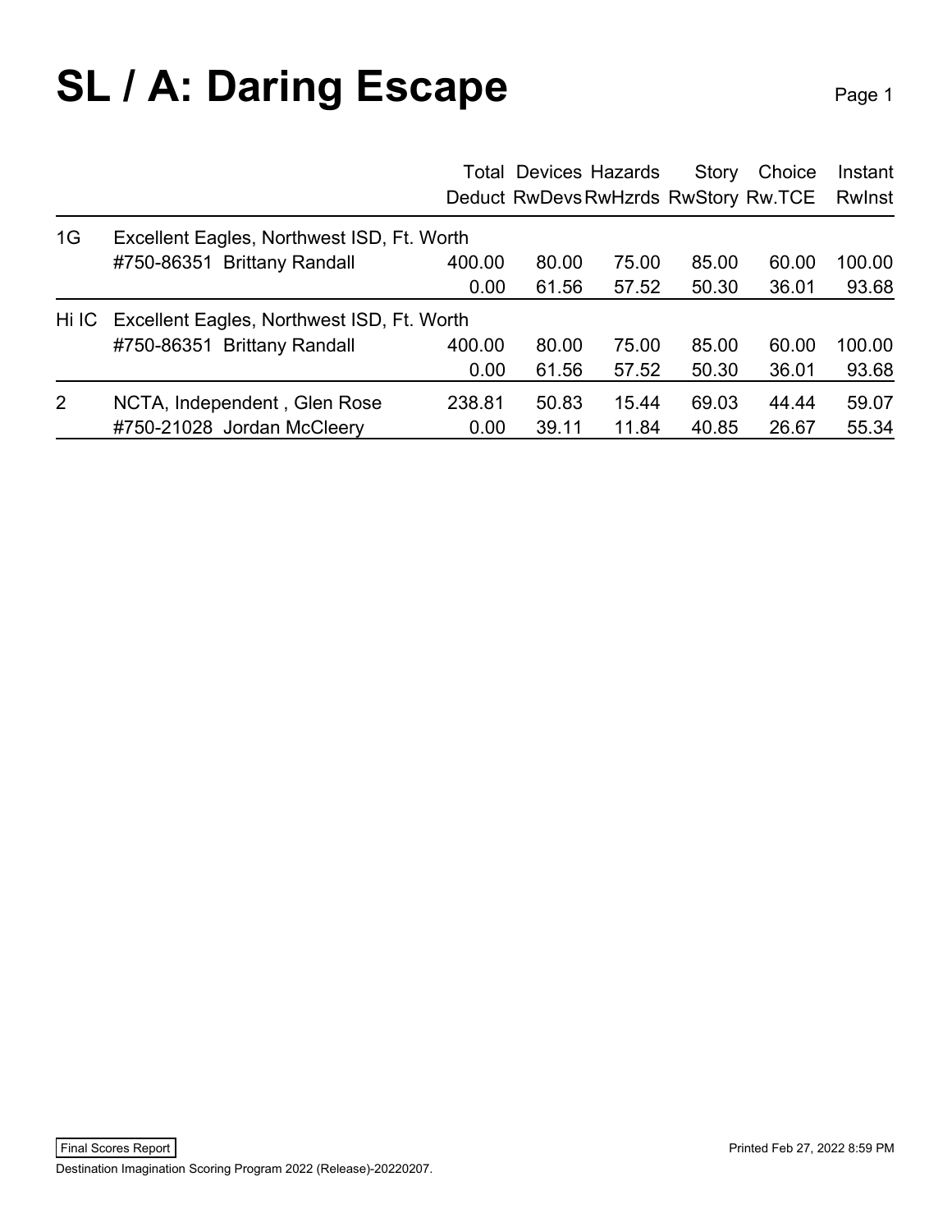# SL / A: Daring Escape

| | | Total Deduct | Devices RwDevs | Hazards RwHzrds | Story RwStory | Choice Rw.TCE | Instant RwInst |
|---|---|---|---|---|---|---|---|
| 1G | Excellent Eagles, Northwest ISD, Ft. Worth | | | | | | |
| | #750-86351 Brittany Randall | 400.00 | 80.00 | 75.00 | 85.00 | 60.00 | 100.00 |
| | | 0.00 | 61.56 | 57.52 | 50.30 | 36.01 | 93.68 |
| Hi IC | Excellent Eagles, Northwest ISD, Ft. Worth | | | | | | |
| | #750-86351 Brittany Randall | 400.00 | 80.00 | 75.00 | 85.00 | 60.00 | 100.00 |
| | | 0.00 | 61.56 | 57.52 | 50.30 | 36.01 | 93.68 |
| 2 | NCTA, Independent , Glen Rose | 238.81 | 50.83 | 15.44 | 69.03 | 44.44 | 59.07 |
| | #750-21028 Jordan McCleery | 0.00 | 39.11 | 11.84 | 40.85 | 26.67 | 55.34 |

Final Scores Report

Printed Feb 27, 2022 8:59 PM

Destination Imagination Scoring Program 2022 (Release)-20220207.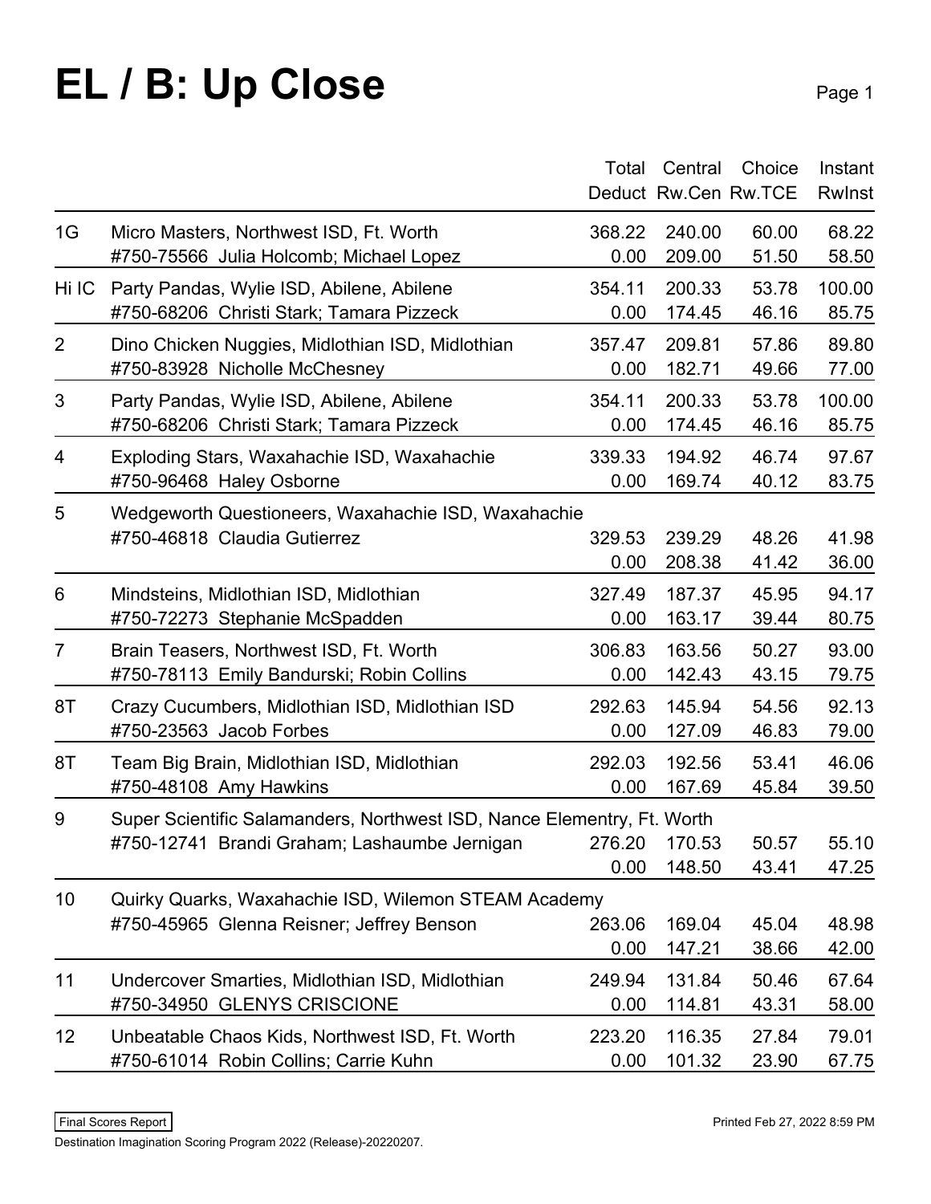# EL / B: Up Close

| | | Total Deduct | Central Rw.Cen | Choice Rw.TCE | Instant RwInst |
|---|---|---|---|---|---|
| 1G | Micro Masters, Northwest ISD, Ft. Worth | 368.22 | 240.00 | 60.00 | 68.22 |
| | #750-75566 Julia Holcomb; Michael Lopez | 0.00 | 209.00 | 51.50 | 58.50 |
| Hi IC | Party Pandas, Wylie ISD, Abilene, Abilene | 354.11 | 200.33 | 53.78 | 100.00 |
| | #750-68206 Christi Stark; Tamara Pizzeck | 0.00 | 174.45 | 46.16 | 85.75 |
| 2 | Dino Chicken Nuggies, Midlothian ISD, Midlothian | 357.47 | 209.81 | 57.86 | 89.80 |
| | #750-83928 Nicholle McChesney | 0.00 | 182.71 | 49.66 | 77.00 |
| 3 | Party Pandas, Wylie ISD, Abilene, Abilene | 354.11 | 200.33 | 53.78 | 100.00 |
| | #750-68206 Christi Stark; Tamara Pizzeck | 0.00 | 174.45 | 46.16 | 85.75 |
| 4 | Exploding Stars, Waxahachie ISD, Waxahachie | 339.33 | 194.92 | 46.74 | 97.67 |
| | #750-96468 Haley Osborne | 0.00 | 169.74 | 40.12 | 83.75 |
| 5 | Wedgeworth Questioneers, Waxahachie ISD, Waxahachie | | | | |
| | #750-46818 Claudia Gutierrez | 329.53 | 239.29 | 48.26 | 41.98 |
| | | 0.00 | 208.38 | 41.42 | 36.00 |
| 6 | Mindsteins, Midlothian ISD, Midlothian | 327.49 | 187.37 | 45.95 | 94.17 |
| | #750-72273 Stephanie McSpadden | 0.00 | 163.17 | 39.44 | 80.75 |
| 7 | Brain Teasers, Northwest ISD, Ft. Worth | 306.83 | 163.56 | 50.27 | 93.00 |
| | #750-78113 Emily Bandurski; Robin Collins | 0.00 | 142.43 | 43.15 | 79.75 |
| 8T | Crazy Cucumbers, Midlothian ISD, Midlothian ISD | 292.63 | 145.94 | 54.56 | 92.13 |
| | #750-23563 Jacob Forbes | 0.00 | 127.09 | 46.83 | 79.00 |
| 8T | Team Big Brain, Midlothian ISD, Midlothian | 292.03 | 192.56 | 53.41 | 46.06 |
| | #750-48108 Amy Hawkins | 0.00 | 167.69 | 45.84 | 39.50 |
| 9 | Super Scientific Salamanders, Northwest ISD, Nance Elementry, Ft. Worth | | | | |
| | #750-12741 Brandi Graham; Lashaumbe Jernigan | 276.20 | 170.53 | 50.57 | 55.10 |
| | | 0.00 | 148.50 | 43.41 | 47.25 |
| 10 | Quirky Quarks, Waxahachie ISD, Wilemon STEAM Academy | | | | |
| | #750-45965 Glenna Reisner; Jeffrey Benson | 263.06 | 169.04 | 45.04 | 48.98 |
| | | 0.00 | 147.21 | 38.66 | 42.00 |
| 11 | Undercover Smarties, Midlothian ISD, Midlothian | 249.94 | 131.84 | 50.46 | 67.64 |
| | #750-34950 GLENYS CRISCIONE | 0.00 | 114.81 | 43.31 | 58.00 |
| 12 | Unbeatable Chaos Kids, Northwest ISD, Ft. Worth | 223.20 | 116.35 | 27.84 | 79.01 |
| | #750-61014 Robin Collins; Carrie Kuhn | 0.00 | 101.32 | 23.90 | 67.75 |

Final Scores Report

Printed Feb 27, 2022 8:59 PM

Destination Imagination Scoring Program 2022 (Release)-20220207.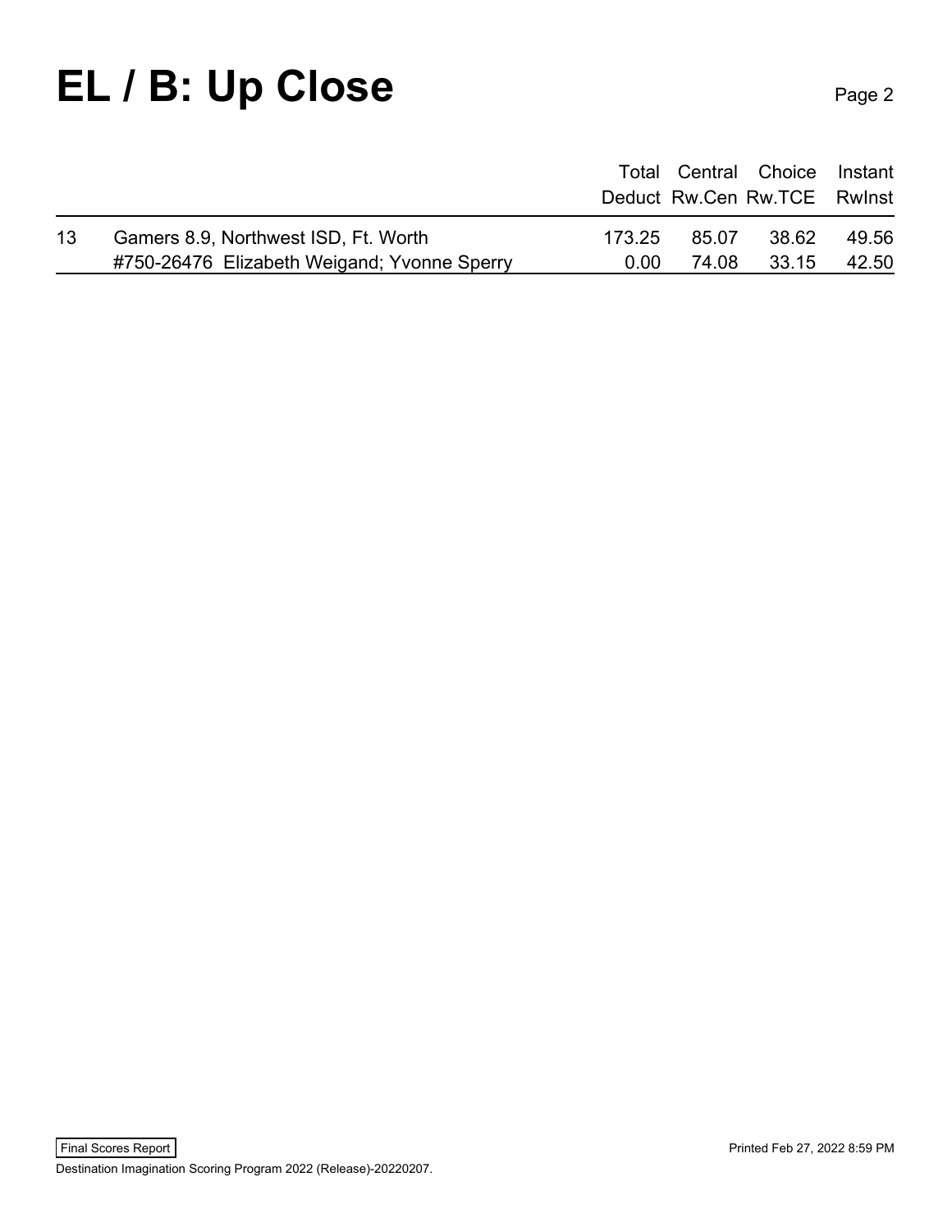# EL / B: Up Close

| | | Total Deduct | Central Rw.Cen | Choice Rw.TCE | Instant RwInst |
|---|---|---|---|---|---|
| 13 | Gamers 8.9, Northwest ISD, Ft. Worth | 173.25 | 85.07 | 38.62 | 49.56 |
| | #750-26476 Elizabeth Weigand; Yvonne Sperry | 0.00 | 74.08 | 33.15 | 42.50 |

Final Scores Report

Printed Feb 27, 2022 8:59 PM

Destination Imagination Scoring Program 2022 (Release)-20220207.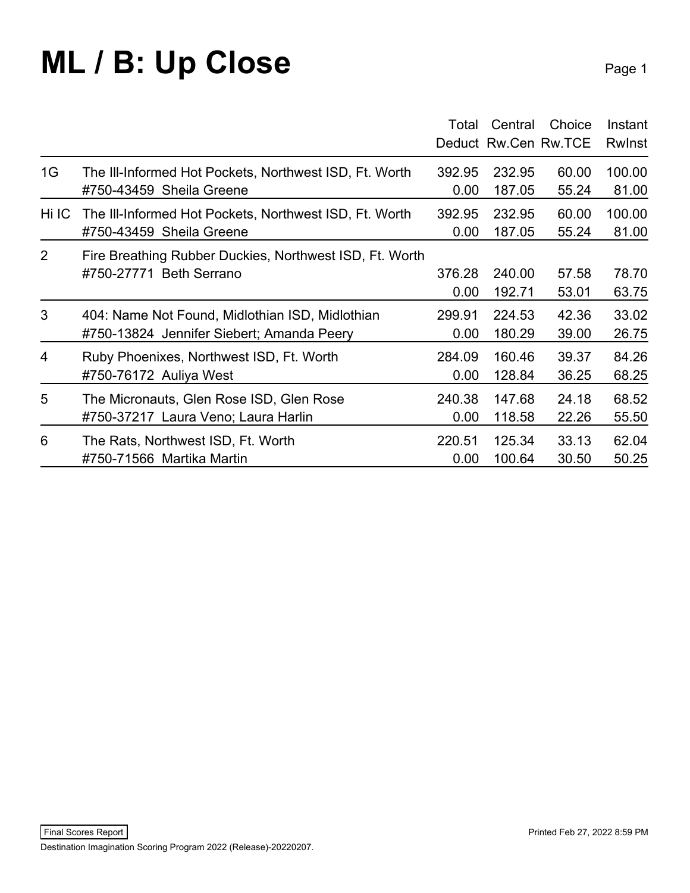# ML / B: Up Close

| | | Total Deduct | Central Rw.Cen | Choice Rw.TCE | Instant RwInst |
|---|---|---|---|---|---|
| 1G | The Ill-Informed Hot Pockets, Northwest ISD, Ft. Worth | 392.95 | 232.95 | 60.00 | 100.00 |
| | #750-43459 Sheila Greene | 0.00 | 187.05 | 55.24 | 81.00 |
| Hi IC | The Ill-Informed Hot Pockets, Northwest ISD, Ft. Worth | 392.95 | 232.95 | 60.00 | 100.00 |
| | #750-43459 Sheila Greene | 0.00 | 187.05 | 55.24 | 81.00 |
| 2 | Fire Breathing Rubber Duckies, Northwest ISD, Ft. Worth | | | | |
| | #750-27771 Beth Serrano | 376.28 | 240.00 | 57.58 | 78.70 |
| | | 0.00 | 192.71 | 53.01 | 63.75 |
| 3 | 404: Name Not Found, Midlothian ISD, Midlothian | 299.91 | 224.53 | 42.36 | 33.02 |
| | #750-13824 Jennifer Siebert; Amanda Peery | 0.00 | 180.29 | 39.00 | 26.75 |
| 4 | Ruby Phoenixes, Northwest ISD, Ft. Worth | 284.09 | 160.46 | 39.37 | 84.26 |
| | #750-76172 Auliya West | 0.00 | 128.84 | 36.25 | 68.25 |
| 5 | The Micronauts, Glen Rose ISD, Glen Rose | 240.38 | 147.68 | 24.18 | 68.52 |
| | #750-37217 Laura Veno; Laura Harlin | 0.00 | 118.58 | 22.26 | 55.50 |
| 6 | The Rats, Northwest ISD, Ft. Worth | 220.51 | 125.34 | 33.13 | 62.04 |
| | #750-71566 Martika Martin | 0.00 | 100.64 | 30.50 | 50.25 |

Final Scores Report

Printed Feb 27, 2022 8:59 PM

Destination Imagination Scoring Program 2022 (Release)-20220207.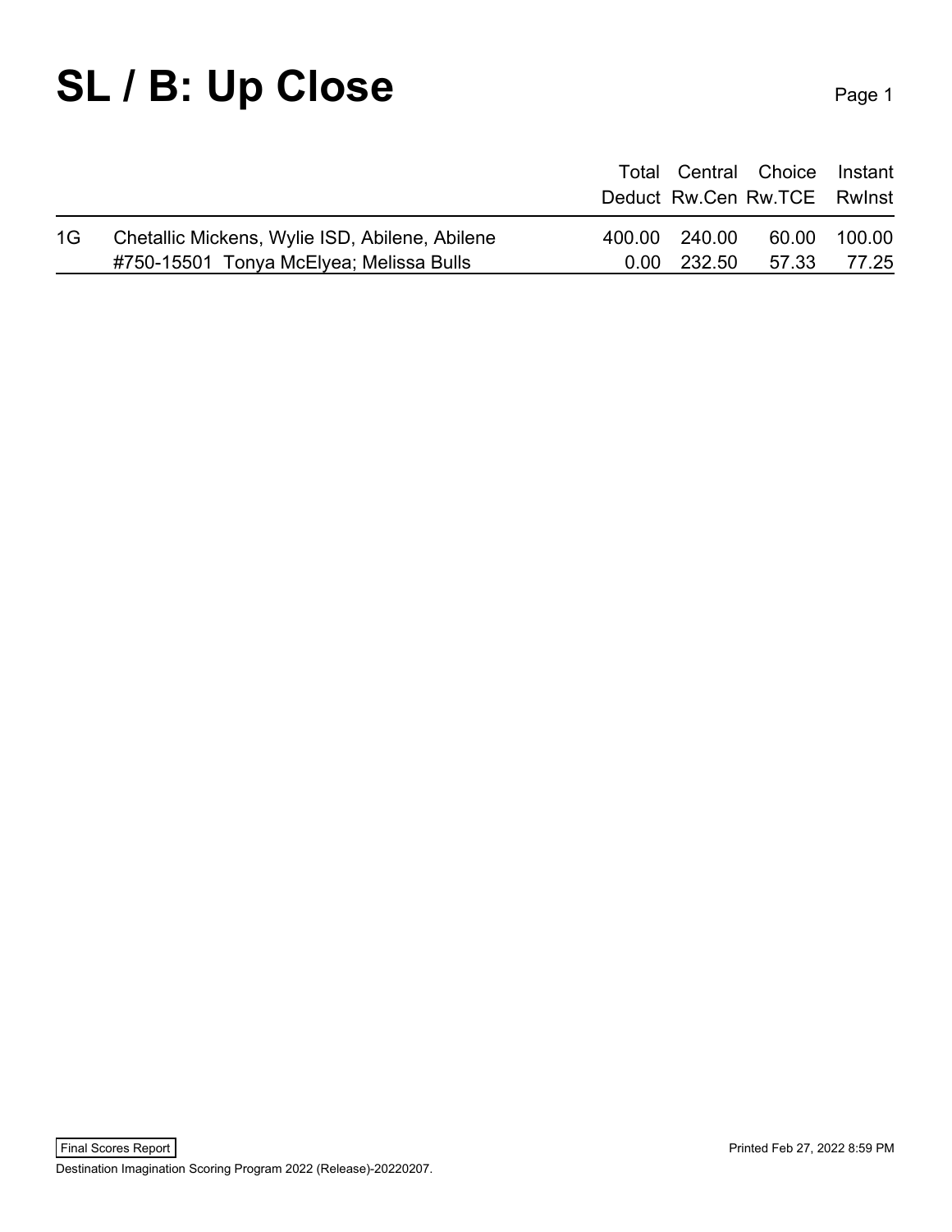# SL / B: Up Close

| | | Total Deduct | Central Rw.Cen | Choice Rw.TCE | Instant RwInst |
|---|---|---|---|---|---|
| 1G | Chetallic Mickens, Wylie ISD, Abilene, Abilene | 400.00 | 240.00 | 60.00 | 100.00 |
| | #750-15501 Tonya McElyea; Melissa Bulls | 0.00 | 232.50 | 57.33 | 77.25 |

Final Scores Report

Printed Feb 27, 2022 8:59 PM

Destination Imagination Scoring Program 2022 (Release)-20220207.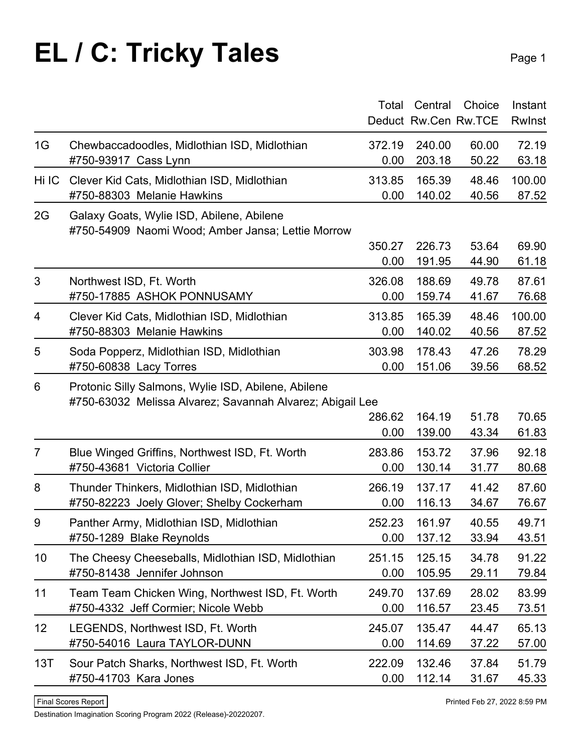# EL / C: Tricky Tales

| | | Total Deduct | Central Rw.Cen | Choice Rw.TCE | Instant RwInst |
|---|---|---|---|---|---|
| 1G | Chewbaccadoodles, Midlothian ISD, Midlothian | 372.19 | 240.00 | 60.00 | 72.19 |
| | #750-93917 Cass Lynn | 0.00 | 203.18 | 50.22 | 63.18 |
| Hi IC | Clever Kid Cats, Midlothian ISD, Midlothian | 313.85 | 165.39 | 48.46 | 100.00 |
| | #750-88303 Melanie Hawkins | 0.00 | 140.02 | 40.56 | 87.52 |
| 2G | Galaxy Goats, Wylie ISD, Abilene, Abilene<br>#750-54909 Naomi Wood; Amber Jansa; Lettie Morrow | 350.27 | 226.73 | 53.64 | 69.90 |
| | | 0.00 | 191.95 | 44.90 | 61.18 |
| 3 | Northwest ISD, Ft. Worth | 326.08 | 188.69 | 49.78 | 87.61 |
| | #750-17885 ASHOK PONNUSAMY | 0.00 | 159.74 | 41.67 | 76.68 |
| 4 | Clever Kid Cats, Midlothian ISD, Midlothian | 313.85 | 165.39 | 48.46 | 100.00 |
| | #750-88303 Melanie Hawkins | 0.00 | 140.02 | 40.56 | 87.52 |
| 5 | Soda Popperz, Midlothian ISD, Midlothian | 303.98 | 178.43 | 47.26 | 78.29 |
| | #750-60838 Lacy Torres | 0.00 | 151.06 | 39.56 | 68.52 |
| 6 | Protonic Silly Salmons, Wylie ISD, Abilene, Abilene<br>#750-63032 Melissa Alvarez; Savannah Alvarez; Abigail Lee | 286.62 | 164.19 | 51.78 | 70.65 |
| | | 0.00 | 139.00 | 43.34 | 61.83 |
| 7 | Blue Winged Griffins, Northwest ISD, Ft. Worth | 283.86 | 153.72 | 37.96 | 92.18 |
| | #750-43681 Victoria Collier | 0.00 | 130.14 | 31.77 | 80.68 |
| 8 | Thunder Thinkers, Midlothian ISD, Midlothian | 266.19 | 137.17 | 41.42 | 87.60 |
| | #750-82223 Joely Glover; Shelby Cockerham | 0.00 | 116.13 | 34.67 | 76.67 |
| 9 | Panther Army, Midlothian ISD, Midlothian | 252.23 | 161.97 | 40.55 | 49.71 |
| | #750-1289 Blake Reynolds | 0.00 | 137.12 | 33.94 | 43.51 |
| 10 | The Cheesy Cheeseballs, Midlothian ISD, Midlothian | 251.15 | 125.15 | 34.78 | 91.22 |
| | #750-81438 Jennifer Johnson | 0.00 | 105.95 | 29.11 | 79.84 |
| 11 | Team Team Chicken Wing, Northwest ISD, Ft. Worth | 249.70 | 137.69 | 28.02 | 83.99 |
| | #750-4332 Jeff Cormier; Nicole Webb | 0.00 | 116.57 | 23.45 | 73.51 |
| 12 | LEGENDS, Northwest ISD, Ft. Worth | 245.07 | 135.47 | 44.47 | 65.13 |
| | #750-54016 Laura TAYLOR-DUNN | 0.00 | 114.69 | 37.22 | 57.00 |
| 13T | Sour Patch Sharks, Northwest ISD, Ft. Worth | 222.09 | 132.46 | 37.84 | 51.79 |
| | #750-41703 Kara Jones | 0.00 | 112.14 | 31.67 | 45.33 |

Final Scores Report

Printed Feb 27, 2022 8:59 PM

Destination Imagination Scoring Program 2022 (Release)-20220207.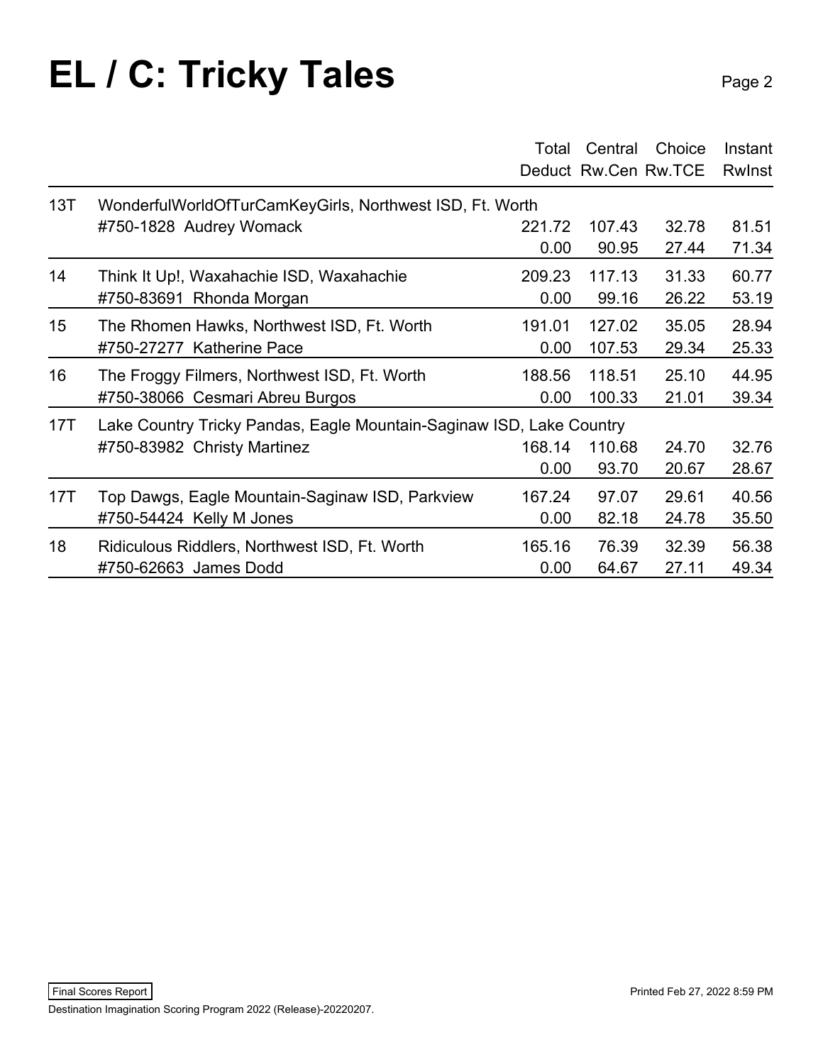# EL / C: Tricky Tales

| | | Total Deduct | Central Rw.Cen | Choice Rw.TCE | Instant RwInst |
|---|---|---|---|---|---|
| 13T | WonderfulWorldOfTurCamKeyGirls, Northwest ISD, Ft. Worth | | | | |
| | #750-1828 Audrey Womack | 221.72 | 107.43 | 32.78 | 81.51 |
| | | 0.00 | 90.95 | 27.44 | 71.34 |
| 14 | Think It Up!, Waxahachie ISD, Waxahachie | 209.23 | 117.13 | 31.33 | 60.77 |
| | #750-83691 Rhonda Morgan | 0.00 | 99.16 | 26.22 | 53.19 |
| 15 | The Rhomen Hawks, Northwest ISD, Ft. Worth | 191.01 | 127.02 | 35.05 | 28.94 |
| | #750-27277 Katherine Pace | 0.00 | 107.53 | 29.34 | 25.33 |
| 16 | The Froggy Filmers, Northwest ISD, Ft. Worth | 188.56 | 118.51 | 25.10 | 44.95 |
| | #750-38066 Cesmari Abreu Burgos | 0.00 | 100.33 | 21.01 | 39.34 |
| 17T | Lake Country Tricky Pandas, Eagle Mountain-Saginaw ISD, Lake Country | | | | |
| | #750-83982 Christy Martinez | 168.14 | 110.68 | 24.70 | 32.76 |
| | | 0.00 | 93.70 | 20.67 | 28.67 |
| 17T | Top Dawgs, Eagle Mountain-Saginaw ISD, Parkview | 167.24 | 97.07 | 29.61 | 40.56 |
| | #750-54424 Kelly M Jones | 0.00 | 82.18 | 24.78 | 35.50 |
| 18 | Ridiculous Riddlers, Northwest ISD, Ft. Worth | 165.16 | 76.39 | 32.39 | 56.38 |
| | #750-62663 James Dodd | 0.00 | 64.67 | 27.11 | 49.34 |

Final Scores Report

Printed Feb 27, 2022 8:59 PM

Destination Imagination Scoring Program 2022 (Release)-20220207.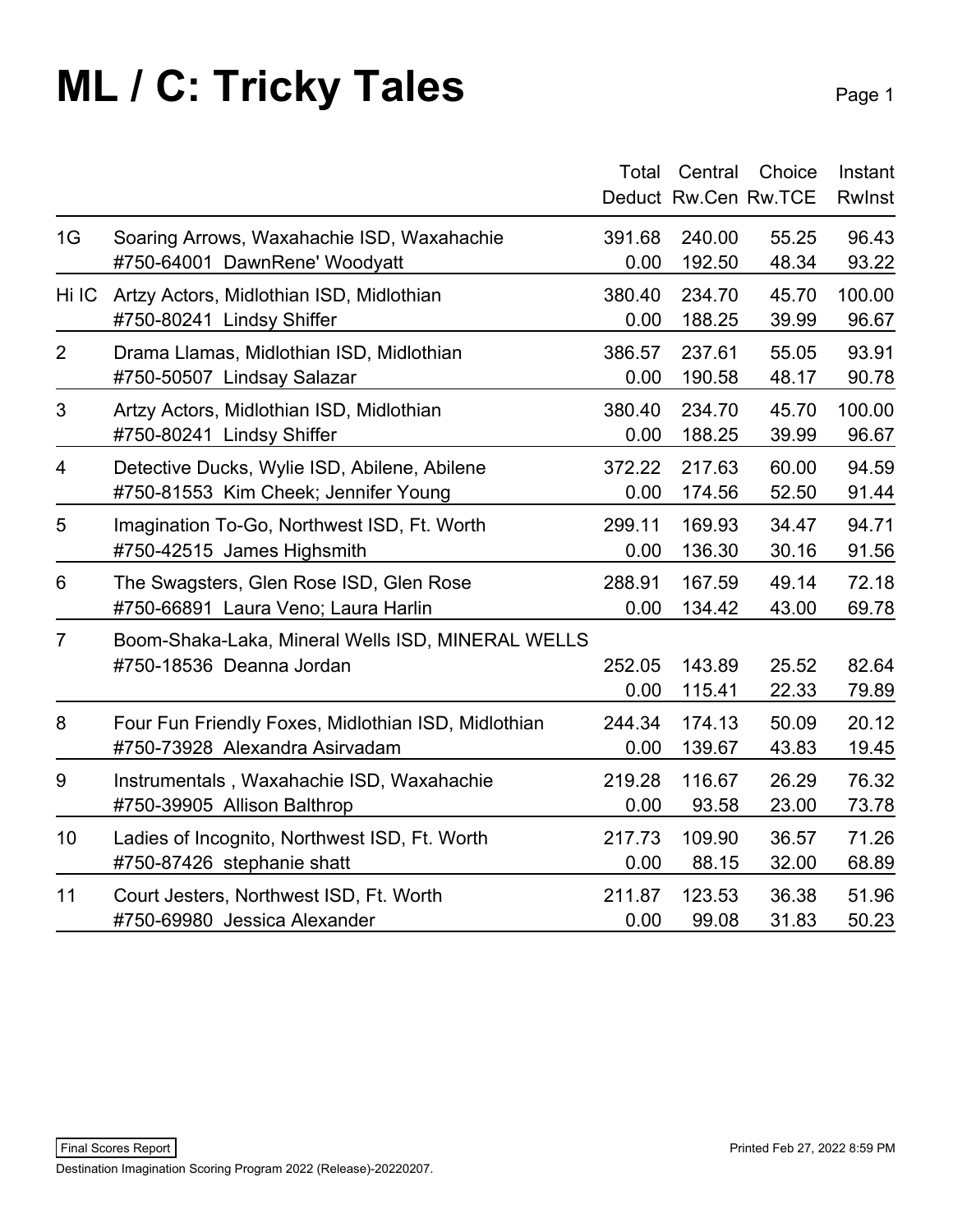# ML / C: Tricky Tales

| Place | Team | Total / Deduct | Central / Rw.Cen | Choice / Rw.TCE | Instant / RwInst |
|---|---|---|---|---|---|
| | | Total | Central | Choice | Instant |
| | | Deduct | Rw.Cen | Rw.TCE | RwInst |
| 1G | Soaring Arrows, Waxahachie ISD, Waxahachie | 391.68 | 240.00 | 55.25 | 96.43 |
| | #750-64001 DawnRene' Woodyatt | 0.00 | 192.50 | 48.34 | 93.22 |
| Hi IC | Artzy Actors, Midlothian ISD, Midlothian | 380.40 | 234.70 | 45.70 | 100.00 |
| | #750-80241 Lindsy Shiffer | 0.00 | 188.25 | 39.99 | 96.67 |
| 2 | Drama Llamas, Midlothian ISD, Midlothian | 386.57 | 237.61 | 55.05 | 93.91 |
| | #750-50507 Lindsay Salazar | 0.00 | 190.58 | 48.17 | 90.78 |
| 3 | Artzy Actors, Midlothian ISD, Midlothian | 380.40 | 234.70 | 45.70 | 100.00 |
| | #750-80241 Lindsy Shiffer | 0.00 | 188.25 | 39.99 | 96.67 |
| 4 | Detective Ducks, Wylie ISD, Abilene, Abilene | 372.22 | 217.63 | 60.00 | 94.59 |
| | #750-81553 Kim Cheek; Jennifer Young | 0.00 | 174.56 | 52.50 | 91.44 |
| 5 | Imagination To-Go, Northwest ISD, Ft. Worth | 299.11 | 169.93 | 34.47 | 94.71 |
| | #750-42515 James Highsmith | 0.00 | 136.30 | 30.16 | 91.56 |
| 6 | The Swagsters, Glen Rose ISD, Glen Rose | 288.91 | 167.59 | 49.14 | 72.18 |
| | #750-66891 Laura Veno; Laura Harlin | 0.00 | 134.42 | 43.00 | 69.78 |
| 7 | Boom-Shaka-Laka, Mineral Wells ISD, MINERAL WELLS | | | | |
| | #750-18536 Deanna Jordan | 252.05 | 143.89 | 25.52 | 82.64 |
| | | 0.00 | 115.41 | 22.33 | 79.89 |
| 8 | Four Fun Friendly Foxes, Midlothian ISD, Midlothian | 244.34 | 174.13 | 50.09 | 20.12 |
| | #750-73928 Alexandra Asirvadam | 0.00 | 139.67 | 43.83 | 19.45 |
| 9 | Instrumentals , Waxahachie ISD, Waxahachie | 219.28 | 116.67 | 26.29 | 76.32 |
| | #750-39905 Allison Balthrop | 0.00 | 93.58 | 23.00 | 73.78 |
| 10 | Ladies of Incognito, Northwest ISD, Ft. Worth | 217.73 | 109.90 | 36.57 | 71.26 |
| | #750-87426 stephanie shatt | 0.00 | 88.15 | 32.00 | 68.89 |
| 11 | Court Jesters, Northwest ISD, Ft. Worth | 211.87 | 123.53 | 36.38 | 51.96 |
| | #750-69980 Jessica Alexander | 0.00 | 99.08 | 31.83 | 50.23 |

Final Scores Report

Printed Feb 27, 2022 8:59 PM

Destination Imagination Scoring Program 2022 (Release)-20220207.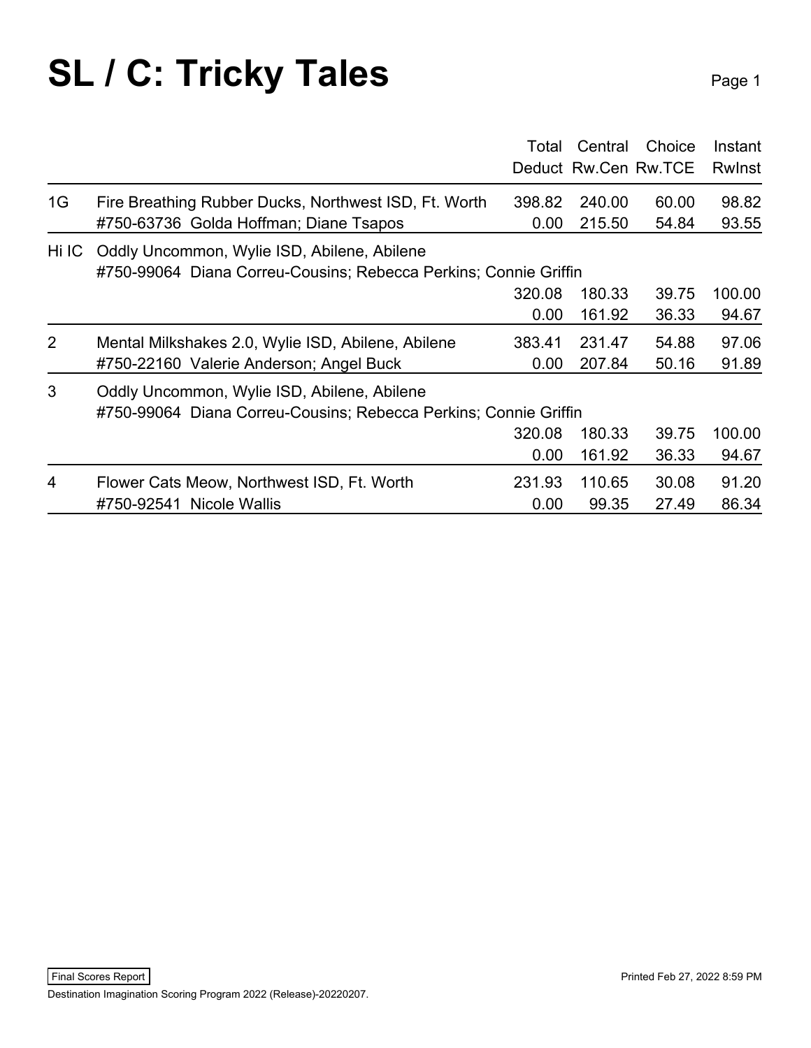# SL / C: Tricky Tales

| | | Total<br>Deduct | Central<br>Rw.Cen | Choice<br>Rw.TCE | Instant<br>RwInst |
|---|---|---|---|---|---|
| 1G | Fire Breathing Rubber Ducks, Northwest ISD, Ft. Worth<br>#750-63736 Golda Hoffman; Diane Tsapos | 398.82<br>0.00 | 240.00<br>215.50 | 60.00<br>54.84 | 98.82<br>93.55 |
| Hi IC | Oddly Uncommon, Wylie ISD, Abilene, Abilene<br>#750-99064 Diana Correu-Cousins; Rebecca Perkins; Connie Griffin | 320.08<br>0.00 | 180.33<br>161.92 | 39.75<br>36.33 | 100.00<br>94.67 |
| 2 | Mental Milkshakes 2.0, Wylie ISD, Abilene, Abilene<br>#750-22160 Valerie Anderson; Angel Buck | 383.41<br>0.00 | 231.47<br>207.84 | 54.88<br>50.16 | 97.06<br>91.89 |
| 3 | Oddly Uncommon, Wylie ISD, Abilene, Abilene<br>#750-99064 Diana Correu-Cousins; Rebecca Perkins; Connie Griffin | 320.08<br>0.00 | 180.33<br>161.92 | 39.75<br>36.33 | 100.00<br>94.67 |
| 4 | Flower Cats Meow, Northwest ISD, Ft. Worth<br>#750-92541 Nicole Wallis | 231.93<br>0.00 | 110.65<br>99.35 | 30.08<br>27.49 | 91.20<br>86.34 |

Final Scores Report

Printed Feb 27, 2022 8:59 PM

Destination Imagination Scoring Program 2022 (Release)-20220207.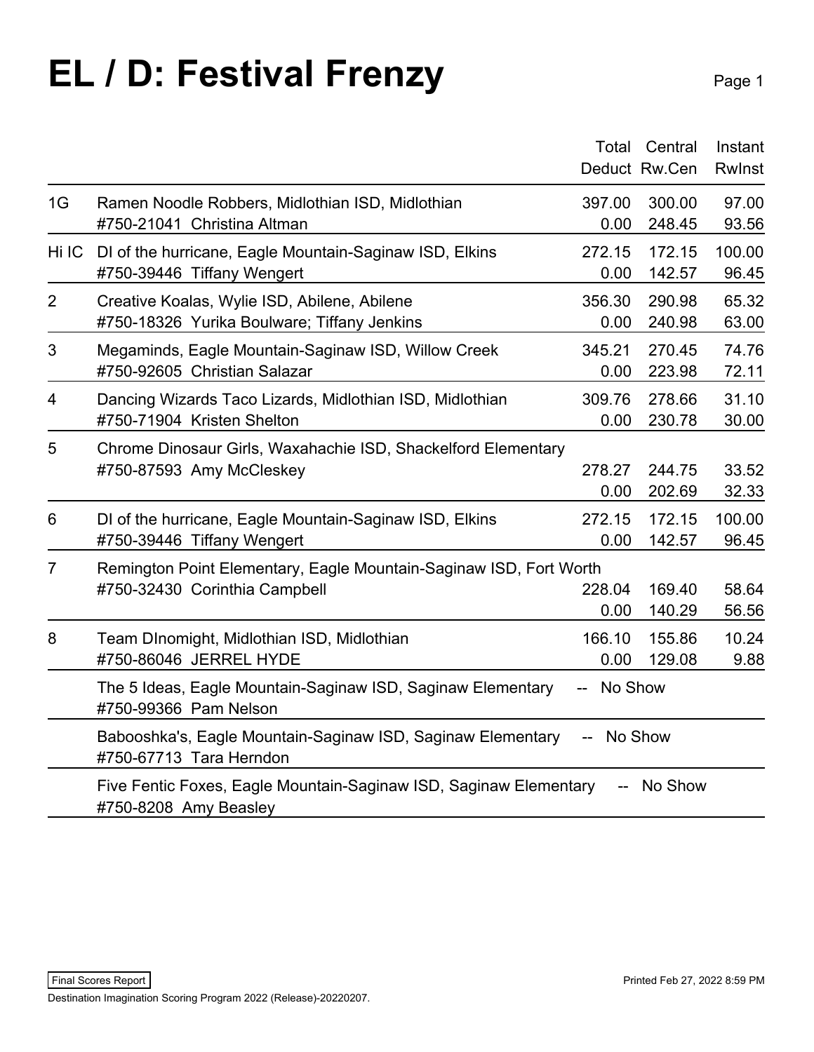# EL / D: Festival Frenzy

| | | Total Deduct | Central Rw.Cen | Instant RwInst |
|---|---|---|---|---|
| 1G | Ramen Noodle Robbers, Midlothian ISD, Midlothian<br>#750-21041 Christina Altman | 397.00<br>0.00 | 300.00<br>248.45 | 97.00<br>93.56 |
| Hi IC | DI of the hurricane, Eagle Mountain-Saginaw ISD, Elkins<br>#750-39446 Tiffany Wengert | 272.15<br>0.00 | 172.15<br>142.57 | 100.00<br>96.45 |
| 2 | Creative Koalas, Wylie ISD, Abilene, Abilene<br>#750-18326 Yurika Boulware; Tiffany Jenkins | 356.30<br>0.00 | 290.98<br>240.98 | 65.32<br>63.00 |
| 3 | Megaminds, Eagle Mountain-Saginaw ISD, Willow Creek<br>#750-92605 Christian Salazar | 345.21<br>0.00 | 270.45<br>223.98 | 74.76<br>72.11 |
| 4 | Dancing Wizards Taco Lizards, Midlothian ISD, Midlothian<br>#750-71904 Kristen Shelton | 309.76<br>0.00 | 278.66<br>230.78 | 31.10<br>30.00 |
| 5 | Chrome Dinosaur Girls, Waxahachie ISD, Shackelford Elementary<br>#750-87593 Amy McCleskey | 278.27<br>0.00 | 244.75<br>202.69 | 33.52<br>32.33 |
| 6 | DI of the hurricane, Eagle Mountain-Saginaw ISD, Elkins<br>#750-39446 Tiffany Wengert | 272.15<br>0.00 | 172.15<br>142.57 | 100.00<br>96.45 |
| 7 | Remington Point Elementary, Eagle Mountain-Saginaw ISD, Fort Worth<br>#750-32430 Corinthia Campbell | 228.04<br>0.00 | 169.40<br>140.29 | 58.64<br>56.56 |
| 8 | Team DInomight, Midlothian ISD, Midlothian<br>#750-86046 JERREL HYDE | 166.10<br>0.00 | 155.86<br>129.08 | 10.24<br>9.88 |
| | The 5 Ideas, Eagle Mountain-Saginaw ISD, Saginaw Elementary -- No Show<br>#750-99366 Pam Nelson | | | |
| | Babooshka's, Eagle Mountain-Saginaw ISD, Saginaw Elementary -- No Show<br>#750-67713 Tara Herndon | | | |
| | Five Fentic Foxes, Eagle Mountain-Saginaw ISD, Saginaw Elementary -- No Show<br>#750-8208 Amy Beasley | | | |

Final Scores Report

Printed Feb 27, 2022 8:59 PM

Destination Imagination Scoring Program 2022 (Release)-20220207.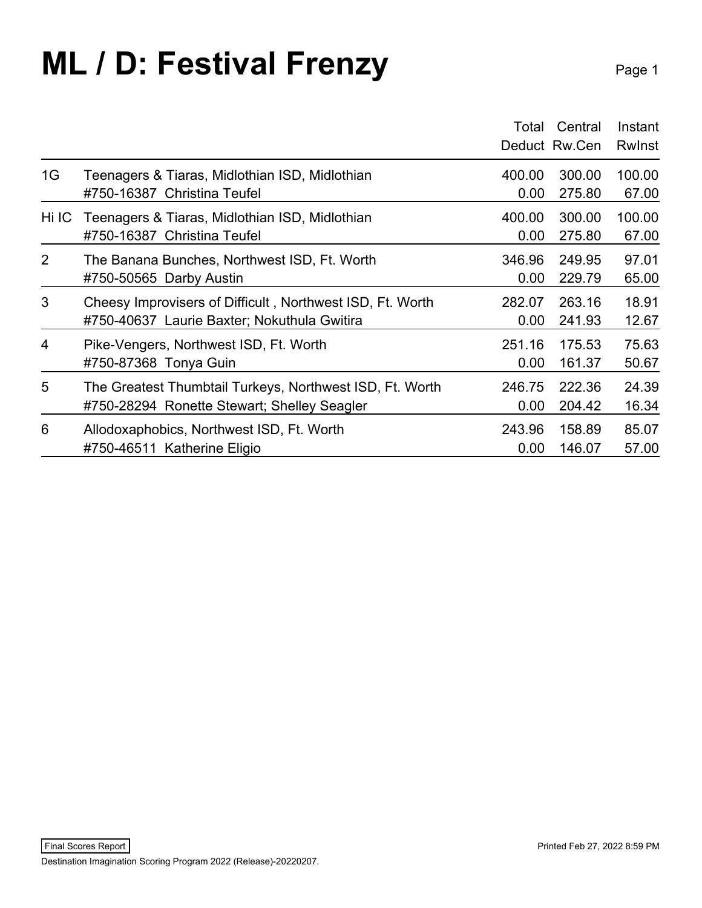# ML / D: Festival Frenzy

| | | Total Deduct | Central Rw.Cen | Instant RwInst |
|---|---|---|---|---|
| 1G | Teenagers & Tiaras, Midlothian ISD, Midlothian | 400.00 | 300.00 | 100.00 |
| | #750-16387 Christina Teufel | 0.00 | 275.80 | 67.00 |
| Hi IC | Teenagers & Tiaras, Midlothian ISD, Midlothian | 400.00 | 300.00 | 100.00 |
| | #750-16387 Christina Teufel | 0.00 | 275.80 | 67.00 |
| 2 | The Banana Bunches, Northwest ISD, Ft. Worth | 346.96 | 249.95 | 97.01 |
| | #750-50565 Darby Austin | 0.00 | 229.79 | 65.00 |
| 3 | Cheesy Improvisers of Difficult , Northwest ISD, Ft. Worth | 282.07 | 263.16 | 18.91 |
| | #750-40637 Laurie Baxter; Nokuthula Gwitira | 0.00 | 241.93 | 12.67 |
| 4 | Pike-Vengers, Northwest ISD, Ft. Worth | 251.16 | 175.53 | 75.63 |
| | #750-87368 Tonya Guin | 0.00 | 161.37 | 50.67 |
| 5 | The Greatest Thumbtail Turkeys, Northwest ISD, Ft. Worth | 246.75 | 222.36 | 24.39 |
| | #750-28294 Ronette Stewart; Shelley Seagler | 0.00 | 204.42 | 16.34 |
| 6 | Allodoxaphobics, Northwest ISD, Ft. Worth | 243.96 | 158.89 | 85.07 |
| | #750-46511 Katherine Eligio | 0.00 | 146.07 | 57.00 |

Final Scores Report

Printed Feb 27, 2022 8:59 PM

Destination Imagination Scoring Program 2022 (Release)-20220207.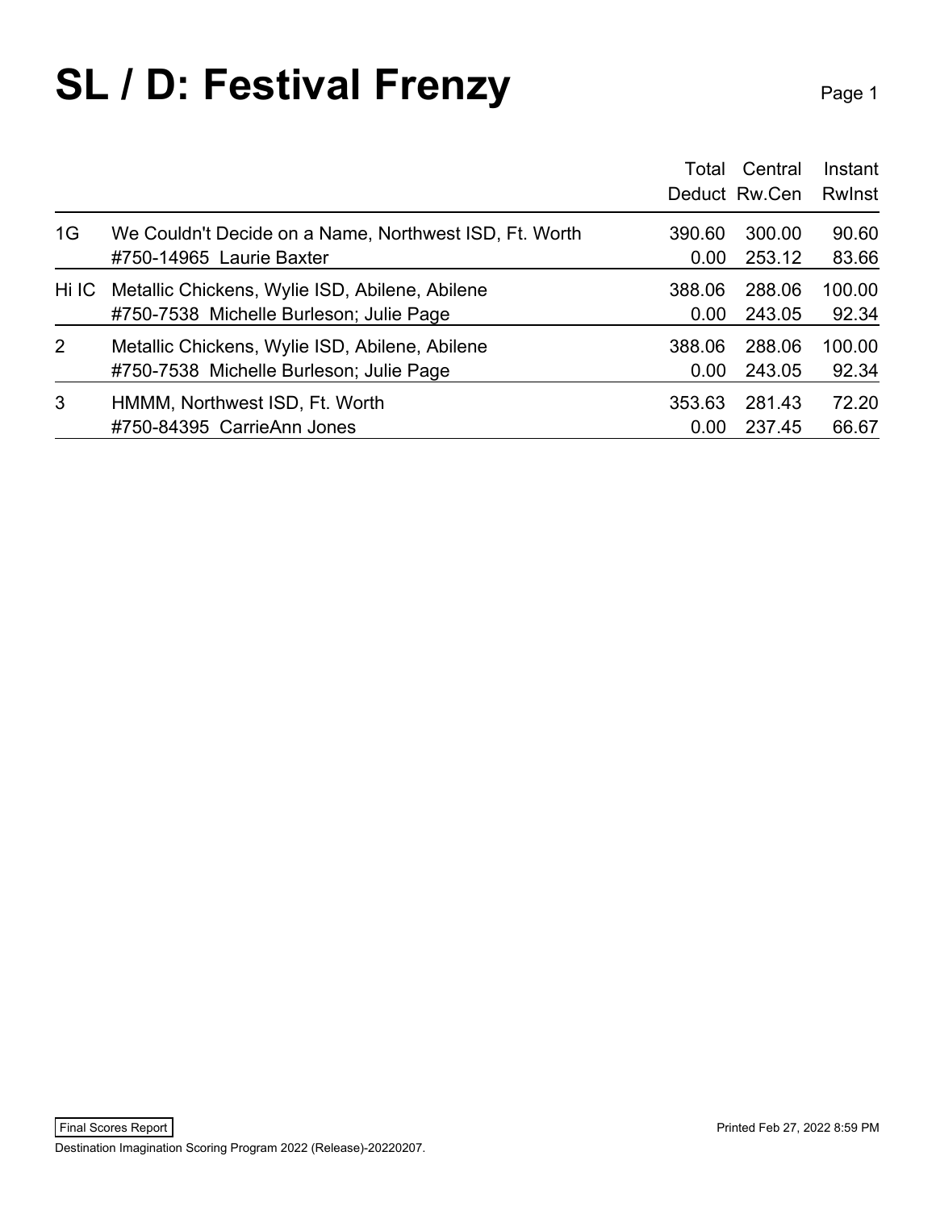# SL / D: Festival Frenzy

| | | Total Deduct | Central Rw.Cen | Instant RwInst |
|---|---|---|---|---|
| 1G | We Couldn't Decide on a Name, Northwest ISD, Ft. Worth | 390.60 | 300.00 | 90.60 |
| | #750-14965 Laurie Baxter | 0.00 | 253.12 | 83.66 |
| Hi IC | Metallic Chickens, Wylie ISD, Abilene, Abilene | 388.06 | 288.06 | 100.00 |
| | #750-7538 Michelle Burleson; Julie Page | 0.00 | 243.05 | 92.34 |
| 2 | Metallic Chickens, Wylie ISD, Abilene, Abilene | 388.06 | 288.06 | 100.00 |
| | #750-7538 Michelle Burleson; Julie Page | 0.00 | 243.05 | 92.34 |
| 3 | HMMM, Northwest ISD, Ft. Worth | 353.63 | 281.43 | 72.20 |
| | #750-84395 CarrieAnn Jones | 0.00 | 237.45 | 66.67 |

Final Scores Report

Printed Feb 27, 2022 8:59 PM

Destination Imagination Scoring Program 2022 (Release)-20220207.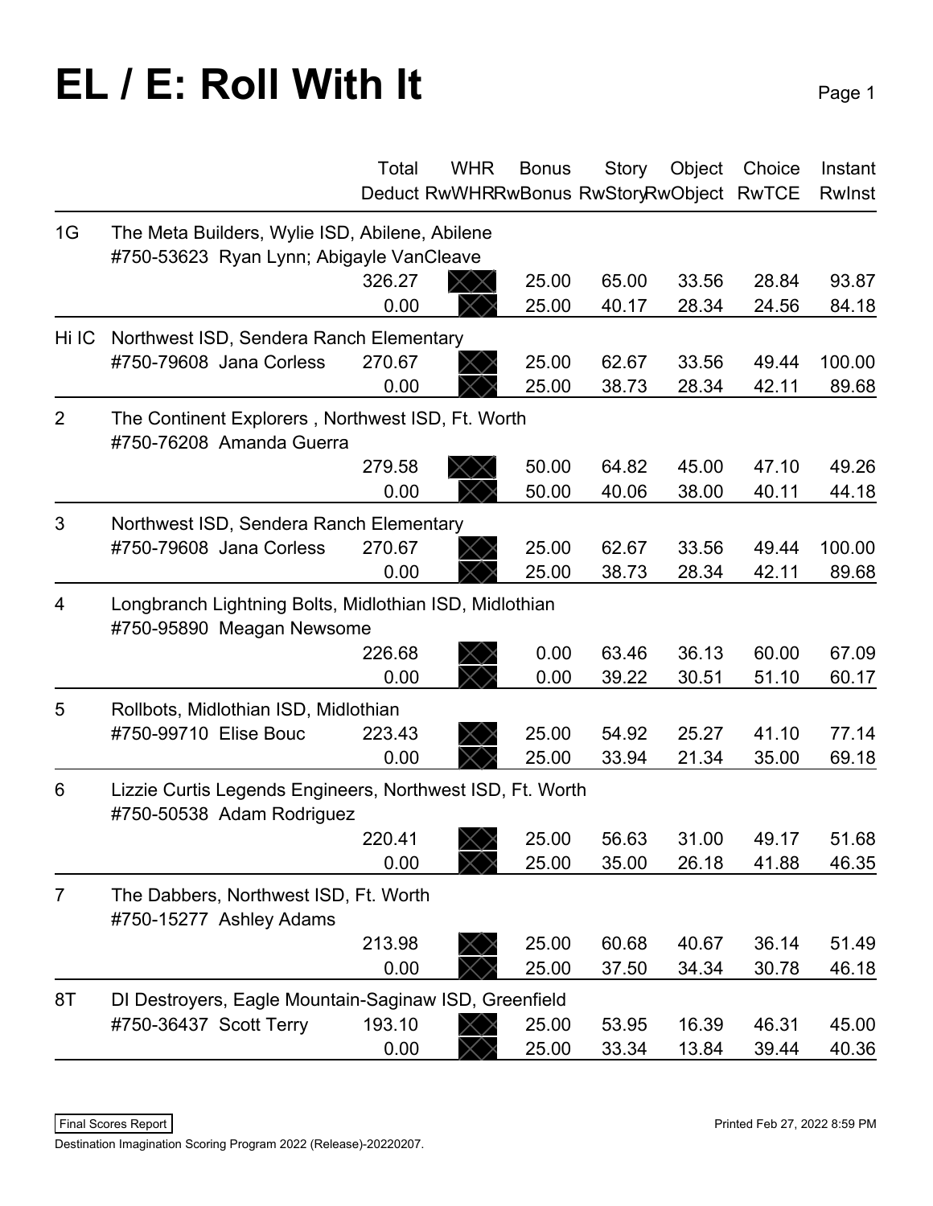# EL / E: Roll With It

| | | Total<br>Deduct | WHR<br>RwWHR | Bonus<br>RwBonus | Story<br>RwStory | Object<br>RwObject | Choice<br>RwTCE | Instant<br>RwInst |
|---|---|---|---|---|---|---|---|---|
| 1G | The Meta Builders, Wylie ISD, Abilene, Abilene<br>#750-53623 Ryan Lynn; Abigayle VanCleave | 326.27 | | 25.00 | 65.00 | 33.56 | 28.84 | 93.87 |
| | | 0.00 | | 25.00 | 40.17 | 28.34 | 24.56 | 84.18 |
| Hi IC | Northwest ISD, Sendera Ranch Elementary<br>#750-79608 Jana Corless | 270.67 | | 25.00 | 62.67 | 33.56 | 49.44 | 100.00 |
| | | 0.00 | | 25.00 | 38.73 | 28.34 | 42.11 | 89.68 |
| 2 | The Continent Explorers , Northwest ISD, Ft. Worth<br>#750-76208 Amanda Guerra | 279.58 | | 50.00 | 64.82 | 45.00 | 47.10 | 49.26 |
| | | 0.00 | | 50.00 | 40.06 | 38.00 | 40.11 | 44.18 |
| 3 | Northwest ISD, Sendera Ranch Elementary<br>#750-79608 Jana Corless | 270.67 | | 25.00 | 62.67 | 33.56 | 49.44 | 100.00 |
| | | 0.00 | | 25.00 | 38.73 | 28.34 | 42.11 | 89.68 |
| 4 | Longbranch Lightning Bolts, Midlothian ISD, Midlothian<br>#750-95890 Meagan Newsome | 226.68 | | 0.00 | 63.46 | 36.13 | 60.00 | 67.09 |
| | | 0.00 | | 0.00 | 39.22 | 30.51 | 51.10 | 60.17 |
| 5 | Rollbots, Midlothian ISD, Midlothian<br>#750-99710 Elise Bouc | 223.43 | | 25.00 | 54.92 | 25.27 | 41.10 | 77.14 |
| | | 0.00 | | 25.00 | 33.94 | 21.34 | 35.00 | 69.18 |
| 6 | Lizzie Curtis Legends Engineers, Northwest ISD, Ft. Worth<br>#750-50538 Adam Rodriguez | 220.41 | | 25.00 | 56.63 | 31.00 | 49.17 | 51.68 |
| | | 0.00 | | 25.00 | 35.00 | 26.18 | 41.88 | 46.35 |
| 7 | The Dabbers, Northwest ISD, Ft. Worth<br>#750-15277 Ashley Adams | 213.98 | | 25.00 | 60.68 | 40.67 | 36.14 | 51.49 |
| | | 0.00 | | 25.00 | 37.50 | 34.34 | 30.78 | 46.18 |
| 8T | DI Destroyers, Eagle Mountain-Saginaw ISD, Greenfield<br>#750-36437 Scott Terry | 193.10 | | 25.00 | 53.95 | 16.39 | 46.31 | 45.00 |
| | | 0.00 | | 25.00 | 33.34 | 13.84 | 39.44 | 40.36 |

Final Scores Report

Printed Feb 27, 2022 8:59 PM

Destination Imagination Scoring Program 2022 (Release)-20220207.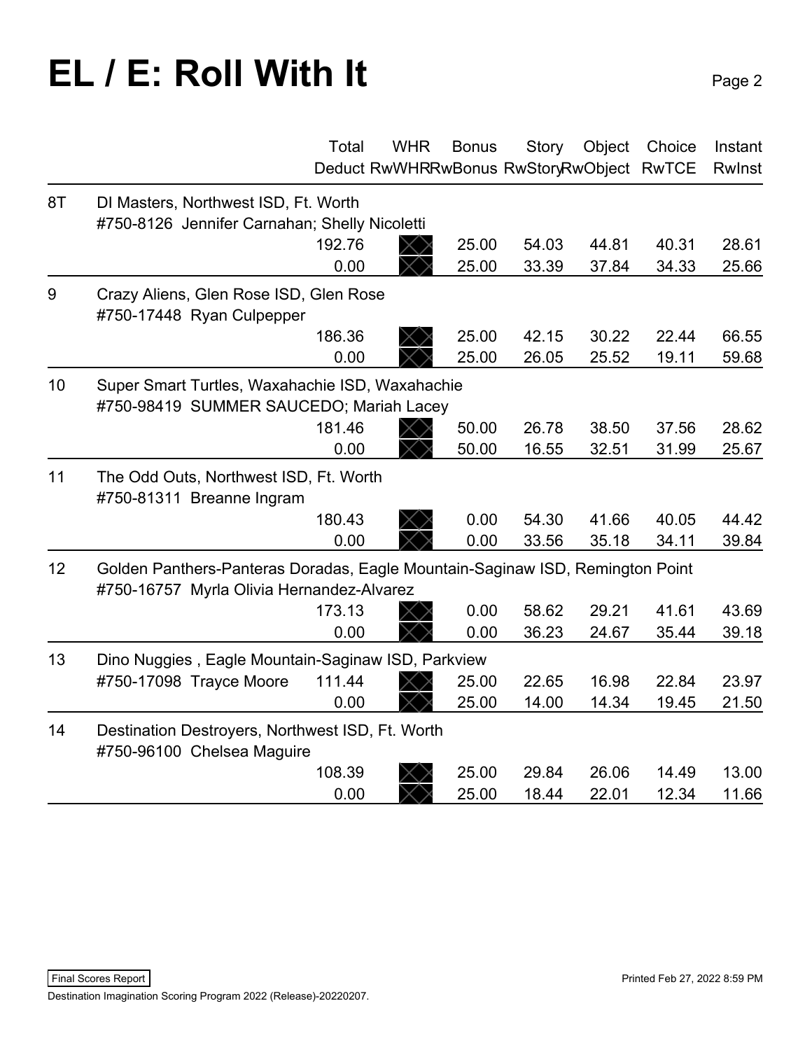# EL / E: Roll With It

| | | Total<br>Deduct | WHR<br>RwWHR | Bonus<br>RwBonus | Story<br>RwStory | Object<br>RwObject | Choice<br>RwTCE | Instant<br>RwInst |
|---|---|---|---|---|---|---|---|---|
| 8T | DI Masters, Northwest ISD, Ft. Worth<br>#750-8126 Jennifer Carnahan; Shelly Nicoletti | 192.76<br>0.00 | | 25.00<br>25.00 | 54.03<br>33.39 | 44.81<br>37.84 | 40.31<br>34.33 | 28.61<br>25.66 |
| 9 | Crazy Aliens, Glen Rose ISD, Glen Rose<br>#750-17448 Ryan Culpepper | 186.36<br>0.00 | | 25.00<br>25.00 | 42.15<br>26.05 | 30.22<br>25.52 | 22.44<br>19.11 | 66.55<br>59.68 |
| 10 | Super Smart Turtles, Waxahachie ISD, Waxahachie<br>#750-98419 SUMMER SAUCEDO; Mariah Lacey | 181.46<br>0.00 | | 50.00<br>50.00 | 26.78<br>16.55 | 38.50<br>32.51 | 37.56<br>31.99 | 28.62<br>25.67 |
| 11 | The Odd Outs, Northwest ISD, Ft. Worth<br>#750-81311 Breanne Ingram | 180.43<br>0.00 | | 0.00<br>0.00 | 54.30<br>33.56 | 41.66<br>35.18 | 40.05<br>34.11 | 44.42<br>39.84 |
| 12 | Golden Panthers-Panteras Doradas, Eagle Mountain-Saginaw ISD, Remington Point<br>#750-16757 Myrla Olivia Hernandez-Alvarez | 173.13<br>0.00 | | 0.00<br>0.00 | 58.62<br>36.23 | 29.21<br>24.67 | 41.61<br>35.44 | 43.69<br>39.18 |
| 13 | Dino Nuggies , Eagle Mountain-Saginaw ISD, Parkview<br>#750-17098 Trayce Moore | 111.44<br>0.00 | | 25.00<br>25.00 | 22.65<br>14.00 | 16.98<br>14.34 | 22.84<br>19.45 | 23.97<br>21.50 |
| 14 | Destination Destroyers, Northwest ISD, Ft. Worth<br>#750-96100 Chelsea Maguire | 108.39<br>0.00 | | 25.00<br>25.00 | 29.84<br>18.44 | 26.06<br>22.01 | 14.49<br>12.34 | 13.00<br>11.66 |

Final Scores Report

Printed Feb 27, 2022 8:59 PM

Destination Imagination Scoring Program 2022 (Release)-20220207.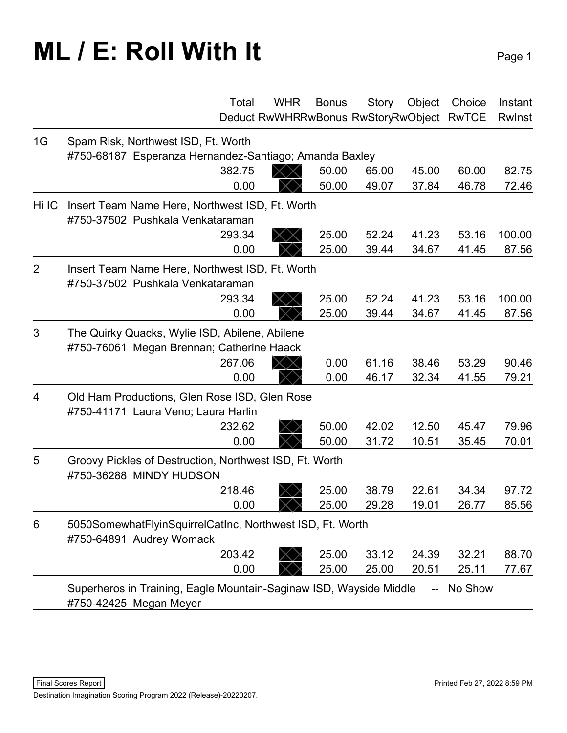# ML / E: Roll With It

| Rank | Team | Total / Deduct | WHR / RwWHR | Bonus / RwBonus | Story / RwStory | Object / RwObject | Choice / RwTCE | Instant / RwInst |
|---|---|---|---|---|---|---|---|---|
| 1G | Spam Risk, Northwest ISD, Ft. Worth<br>#750-68187 Esperanza Hernandez-Santiago; Amanda Baxley | | | | | | | |
| | | 382.75 | | 50.00 | 65.00 | 45.00 | 60.00 | 82.75 |
| | | 0.00 | | 50.00 | 49.07 | 37.84 | 46.78 | 72.46 |
| Hi IC | Insert Team Name Here, Northwest ISD, Ft. Worth<br>#750-37502 Pushkala Venkataraman | | | | | | | |
| | | 293.34 | | 25.00 | 52.24 | 41.23 | 53.16 | 100.00 |
| | | 0.00 | | 25.00 | 39.44 | 34.67 | 41.45 | 87.56 |
| 2 | Insert Team Name Here, Northwest ISD, Ft. Worth<br>#750-37502 Pushkala Venkataraman | | | | | | | |
| | | 293.34 | | 25.00 | 52.24 | 41.23 | 53.16 | 100.00 |
| | | 0.00 | | 25.00 | 39.44 | 34.67 | 41.45 | 87.56 |
| 3 | The Quirky Quacks, Wylie ISD, Abilene, Abilene<br>#750-76061 Megan Brennan; Catherine Haack | | | | | | | |
| | | 267.06 | | 0.00 | 61.16 | 38.46 | 53.29 | 90.46 |
| | | 0.00 | | 0.00 | 46.17 | 32.34 | 41.55 | 79.21 |
| 4 | Old Ham Productions, Glen Rose ISD, Glen Rose<br>#750-41171 Laura Veno; Laura Harlin | | | | | | | |
| | | 232.62 | | 50.00 | 42.02 | 12.50 | 45.47 | 79.96 |
| | | 0.00 | | 50.00 | 31.72 | 10.51 | 35.45 | 70.01 |
| 5 | Groovy Pickles of Destruction, Northwest ISD, Ft. Worth<br>#750-36288 MINDY HUDSON | | | | | | | |
| | | 218.46 | | 25.00 | 38.79 | 22.61 | 34.34 | 97.72 |
| | | 0.00 | | 25.00 | 29.28 | 19.01 | 26.77 | 85.56 |
| 6 | 5050SomewhatFlyinSquirrelCatInc, Northwest ISD, Ft. Worth<br>#750-64891 Audrey Womack | | | | | | | |
| | | 203.42 | | 25.00 | 33.12 | 24.39 | 32.21 | 88.70 |
| | | 0.00 | | 25.00 | 25.00 | 20.51 | 25.11 | 77.67 |
| | Superheros in Training, Eagle Mountain-Saginaw ISD, Wayside Middle -- No Show<br>#750-42425 Megan Meyer | | | | | | | |

Final Scores Report

Printed Feb 27, 2022 8:59 PM

Destination Imagination Scoring Program 2022 (Release)-20220207.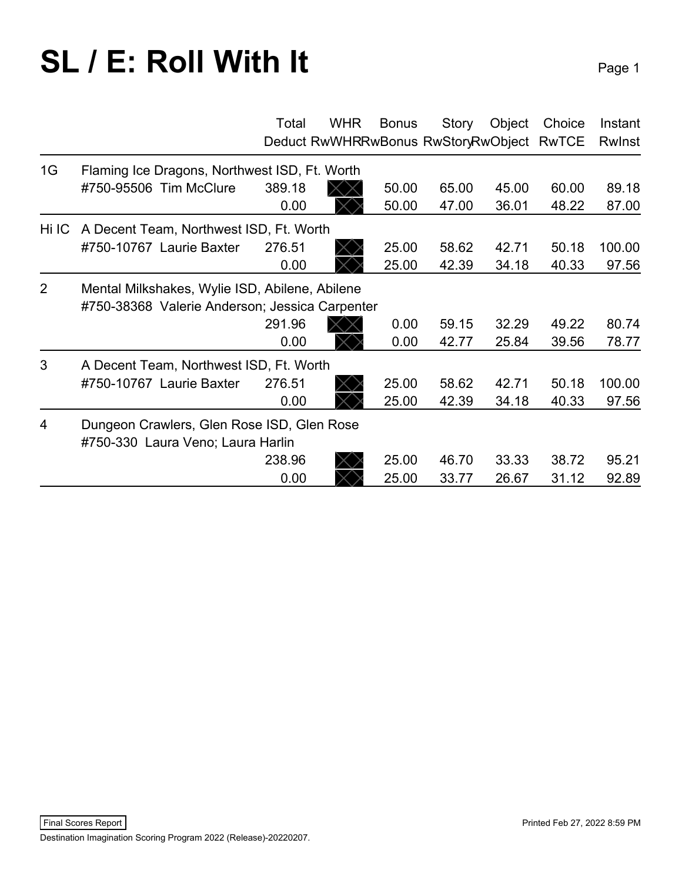# SL / E: Roll With It

| | | Total<br>Deduct | WHR<br>RwWHR | Bonus<br>RwBonus | Story<br>RwStory | Object<br>RwObject | Choice<br>RwTCE | Instant<br>RwInst |
|---|---|---|---|---|---|---|---|---|
| 1G | Flaming Ice Dragons, Northwest ISD, Ft. Worth | | | | | | | |
| | #750-95506 Tim McClure | 389.18 | | 50.00 | 65.00 | 45.00 | 60.00 | 89.18 |
| | | 0.00 | | 50.00 | 47.00 | 36.01 | 48.22 | 87.00 |
| Hi IC | A Decent Team, Northwest ISD, Ft. Worth | | | | | | | |
| | #750-10767 Laurie Baxter | 276.51 | | 25.00 | 58.62 | 42.71 | 50.18 | 100.00 |
| | | 0.00 | | 25.00 | 42.39 | 34.18 | 40.33 | 97.56 |
| 2 | Mental Milkshakes, Wylie ISD, Abilene, Abilene | | | | | | | |
| | #750-38368 Valerie Anderson; Jessica Carpenter | | | | | | | |
| | | 291.96 | | 0.00 | 59.15 | 32.29 | 49.22 | 80.74 |
| | | 0.00 | | 0.00 | 42.77 | 25.84 | 39.56 | 78.77 |
| 3 | A Decent Team, Northwest ISD, Ft. Worth | | | | | | | |
| | #750-10767 Laurie Baxter | 276.51 | | 25.00 | 58.62 | 42.71 | 50.18 | 100.00 |
| | | 0.00 | | 25.00 | 42.39 | 34.18 | 40.33 | 97.56 |
| 4 | Dungeon Crawlers, Glen Rose ISD, Glen Rose | | | | | | | |
| | #750-330 Laura Veno; Laura Harlin | | | | | | | |
| | | 238.96 | | 25.00 | 46.70 | 33.33 | 38.72 | 95.21 |
| | | 0.00 | | 25.00 | 33.77 | 26.67 | 31.12 | 92.89 |

Final Scores Report

Printed Feb 27, 2022 8:59 PM

Destination Imagination Scoring Program 2022 (Release)-20220207.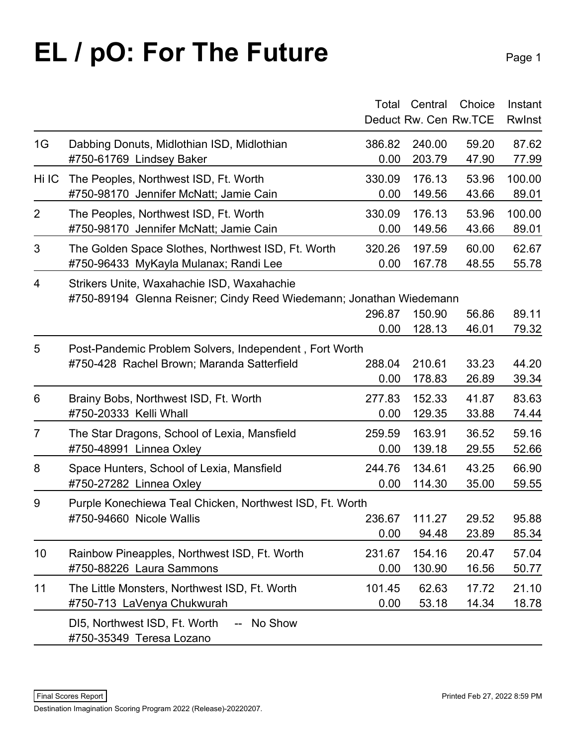# EL / pO: For The Future

| | | Total Deduct | Central Rw. Cen | Choice Rw.TCE | Instant RwInst |
|---|---|---|---|---|---|
| 1G | Dabbing Donuts, Midlothian ISD, Midlothian<br>#750-61769 Lindsey Baker | 386.82<br>0.00 | 240.00<br>203.79 | 59.20<br>47.90 | 87.62<br>77.99 |
| Hi IC | The Peoples, Northwest ISD, Ft. Worth<br>#750-98170 Jennifer McNatt; Jamie Cain | 330.09<br>0.00 | 176.13<br>149.56 | 53.96<br>43.66 | 100.00<br>89.01 |
| 2 | The Peoples, Northwest ISD, Ft. Worth<br>#750-98170 Jennifer McNatt; Jamie Cain | 330.09<br>0.00 | 176.13<br>149.56 | 53.96<br>43.66 | 100.00<br>89.01 |
| 3 | The Golden Space Slothes, Northwest ISD, Ft. Worth<br>#750-96433 MyKayla Mulanax; Randi Lee | 320.26<br>0.00 | 197.59<br>167.78 | 60.00<br>48.55 | 62.67<br>55.78 |
| 4 | Strikers Unite, Waxahachie ISD, Waxahachie<br>#750-89194 Glenna Reisner; Cindy Reed Wiedemann; Jonathan Wiedemann | 296.87<br>0.00 | 150.90<br>128.13 | 56.86<br>46.01 | 89.11<br>79.32 |
| 5 | Post-Pandemic Problem Solvers, Independent , Fort Worth<br>#750-428 Rachel Brown; Maranda Satterfield | 288.04<br>0.00 | 210.61<br>178.83 | 33.23<br>26.89 | 44.20<br>39.34 |
| 6 | Brainy Bobs, Northwest ISD, Ft. Worth<br>#750-20333 Kelli Whall | 277.83<br>0.00 | 152.33<br>129.35 | 41.87<br>33.88 | 83.63<br>74.44 |
| 7 | The Star Dragons, School of Lexia, Mansfield<br>#750-48991 Linnea Oxley | 259.59<br>0.00 | 163.91<br>139.18 | 36.52<br>29.55 | 59.16<br>52.66 |
| 8 | Space Hunters, School of Lexia, Mansfield<br>#750-27282 Linnea Oxley | 244.76<br>0.00 | 134.61<br>114.30 | 43.25<br>35.00 | 66.90<br>59.55 |
| 9 | Purple Konechiewa Teal Chicken, Northwest ISD, Ft. Worth<br>#750-94660 Nicole Wallis | 236.67<br>0.00 | 111.27<br>94.48 | 29.52<br>23.89 | 95.88<br>85.34 |
| 10 | Rainbow Pineapples, Northwest ISD, Ft. Worth<br>#750-88226 Laura Sammons | 231.67<br>0.00 | 154.16<br>130.90 | 20.47<br>16.56 | 57.04<br>50.77 |
| 11 | The Little Monsters, Northwest ISD, Ft. Worth<br>#750-713 LaVenya Chukwurah | 101.45<br>0.00 | 62.63<br>53.18 | 17.72<br>14.34 | 21.10<br>18.78 |
| | DI5, Northwest ISD, Ft. Worth -- No Show<br>#750-35349 Teresa Lozano | | | | |

Final Scores Report

Printed Feb 27, 2022 8:59 PM

Destination Imagination Scoring Program 2022 (Release)-20220207.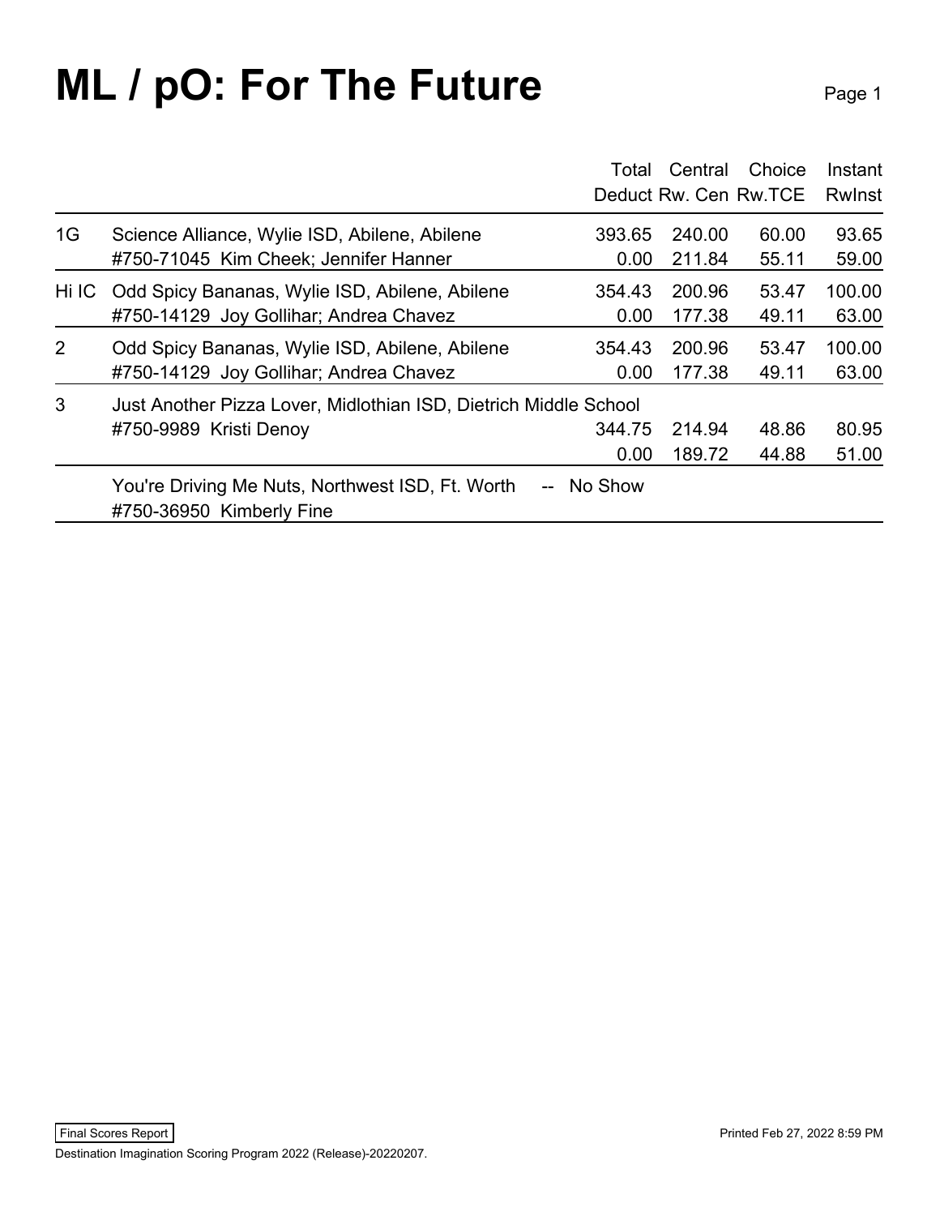# ML / pO: For The Future

| | | Total Deduct | Central Rw. Cen | Choice Rw.TCE | Instant RwInst |
|---|---|---|---|---|---|
| 1G | Science Alliance, Wylie ISD, Abilene, Abilene | 393.65 | 240.00 | 60.00 | 93.65 |
| | #750-71045 Kim Cheek; Jennifer Hanner | 0.00 | 211.84 | 55.11 | 59.00 |
| Hi IC | Odd Spicy Bananas, Wylie ISD, Abilene, Abilene | 354.43 | 200.96 | 53.47 | 100.00 |
| | #750-14129 Joy Gollihar; Andrea Chavez | 0.00 | 177.38 | 49.11 | 63.00 |
| 2 | Odd Spicy Bananas, Wylie ISD, Abilene, Abilene | 354.43 | 200.96 | 53.47 | 100.00 |
| | #750-14129 Joy Gollihar; Andrea Chavez | 0.00 | 177.38 | 49.11 | 63.00 |
| 3 | Just Another Pizza Lover, Midlothian ISD, Dietrich Middle School | | | | |
| | #750-9989 Kristi Denoy | 344.75 | 214.94 | 48.86 | 80.95 |
| | | 0.00 | 189.72 | 44.88 | 51.00 |
| | You're Driving Me Nuts, Northwest ISD, Ft. Worth -- No Show | | | | |
| | #750-36950 Kimberly Fine | | | | |

Final Scores Report

Printed Feb 27, 2022 8:59 PM

Destination Imagination Scoring Program 2022 (Release)-20220207.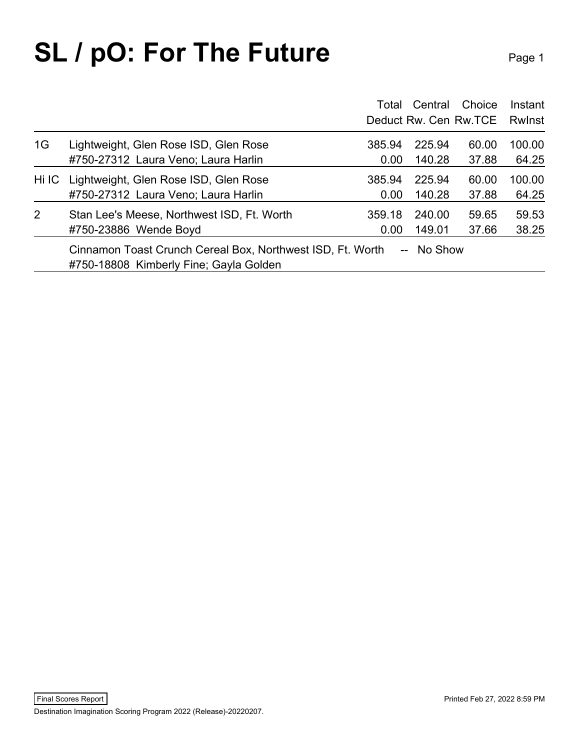# SL / pO: For The Future

| | | Total Deduct | Central Rw. Cen | Choice Rw.TCE | Instant RwInst |
|---|---|---|---|---|---|
| 1G | Lightweight, Glen Rose ISD, Glen Rose | 385.94 | 225.94 | 60.00 | 100.00 |
| | #750-27312 Laura Veno; Laura Harlin | 0.00 | 140.28 | 37.88 | 64.25 |
| Hi IC | Lightweight, Glen Rose ISD, Glen Rose | 385.94 | 225.94 | 60.00 | 100.00 |
| | #750-27312 Laura Veno; Laura Harlin | 0.00 | 140.28 | 37.88 | 64.25 |
| 2 | Stan Lee's Meese, Northwest ISD, Ft. Worth | 359.18 | 240.00 | 59.65 | 59.53 |
| | #750-23886 Wende Boyd | 0.00 | 149.01 | 37.66 | 38.25 |
| | Cinnamon Toast Crunch Cereal Box, Northwest ISD, Ft. Worth | -- | No Show | | |
| | #750-18808 Kimberly Fine; Gayla Golden | | | | |

Final Scores Report

Printed Feb 27, 2022 8:59 PM

Destination Imagination Scoring Program 2022 (Release)-20220207.